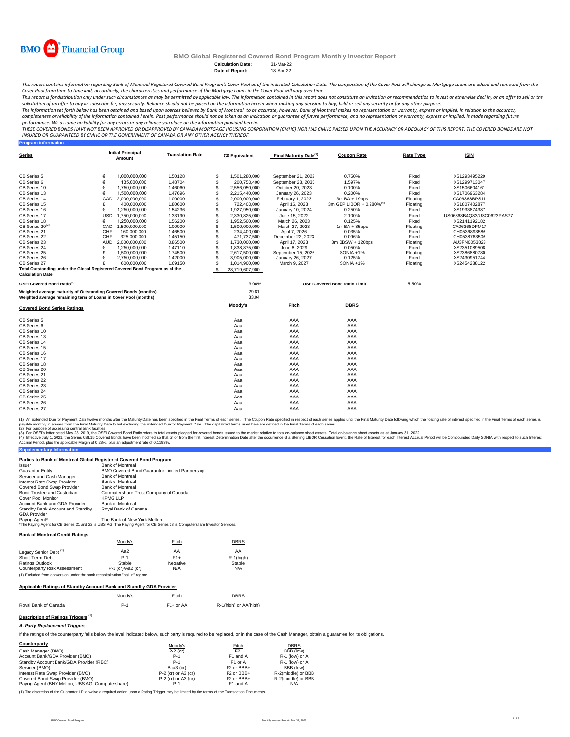# BMO Global Registered Covered Bond Program Monthly Investor Report

**Calculation Date:** 31-Mar-22
**Date of Report:** 18-Apr-22

*This report contains information regarding Bank of Montreal Registered Covered Bond Program's Cover Pool as of the indicated Calculation Date. The composition of the Cover Pool will change as Mortgage Loans are added and removed from the Cover Pool from time to time and, accordingly, the characteristics and performance of the Mortgage Loans in the Cover Pool will vary over time.*

*This report is for distribution only under such circumstances as may be permitted by applicable law. The information contained in this report does not constitute an invitation or recommendation to invest or otherwise deal in, or an offer to sell or the solicitation of an offer to buy or subscribe for, any security. Reliance should not be placed on the information herein when making any decision to buy, hold or sell any security or for any other purpose.*

*The information set forth below has been obtained and based upon sources believed by Bank of Montreal to be accurate, however, Bank of Montreal makes no representation or warranty, express or implied, in relation to the accuracy, completeness or reliability of the information contained herein. Past performance should not be taken as an indication or guarantee of future performance, and no representation or warranty, express or implied, is made regarding future performance. We assume no liability for any errors or any reliance you place on the information provided herein.*

*THESE COVERED BONDS HAVE NOT BEEN APPROVED OR DISAPPROVED BY CANADA MORTGAGE HOUSING CORPORATION (CMHC) NOR HAS CMHC PASSED UPON THE ACCURACY OR ADEQUACY OF THIS REPORT. THE COVERED BONDS ARE NOT INSURED OR GUARANTEED BY CMHC OR THE GOVERNMENT OF CANADA OR ANY OTHER AGENCY THEREOF.*

## Program Information

| Series | | Initial Principal Amount | Translation Rate | | C$ Equivalent | Final Maturity Date[1] | Coupon Rate | Rate Type | ISIN |
|---|---|---|---|---|---|---|---|---|---|
| CB Series 5 | € | 1,000,000,000 | 1.50128 | $ | 1,501,280,000 | September 21, 2022 | 0.750% | Fixed | XS1293495229 |
| CB Series 6 | € | 135,000,000 | 1.48704 | $ | 200,750,400 | September 28, 2035 | 1.597% | Fixed | XS1299713047 |
| CB Series 10 | € | 1,750,000,000 | 1.46060 | $ | 2,556,050,000 | October 20, 2023 | 0.100% | Fixed | XS1506604161 |
| CB Series 13 | € | 1,500,000,000 | 1.47696 | $ | 2,215,440,000 | January 26, 2023 | 0.200% | Fixed | XS1706963284 |
| CB Series 14 | CAD | 2,000,000,000 | 1.00000 | $ | 2,000,000,000 | February 1, 2023 | 3m BA + 19bps | Floating | CA06368BPS11 |
| CB Series 15 | £ | 400,000,000 | 1.80600 | $ | 722,400,000 | April 16, 2023 | 3m GBP LIBOR + 0.280%[4] | Floating | XS1807402877 |
| CB Series 16 | € | 1,250,000,000 | 1.54236 | $ | 1,927,950,000 | January 10, 2024 | 0.250% | Fixed | XS1933874387 |
| CB Series 17 | USD | 1,750,000,000 | 1.33190 | $ | 2,330,825,000 | June 15, 2022 | 2.100% | Fixed | US06368B4Q83/USC0623PAS77 |
| CB Series 18 | € | 1,250,000,000 | 1.56200 | $ | 1,952,500,000 | March 26, 2023 | 0.125% | Fixed | XS2141192182 |
| CB Series 20[2] | CAD | 1,500,000,000 | 1.00000 | $ | 1,500,000,000 | March 27, 2023 | 1m BA + 85bps | Floating | CA06368DFM17 |
| CB Series 21 | CHF | 160,000,000 | 1.46500 | $ | 234,400,000 | April 7, 2026 | 0.035% | Fixed | CH0536893586 |
| CB Series 22 | CHF | 325,000,000 | 1.45150 | $ | 471,737,500 | December 22, 2023 | 0.096% | Fixed | CH0538763506 |
| CB Series 23 | AUD | 2,000,000,000 | 0.86500 | $ | 1,730,000,000 | April 17, 2023 | 3m BBSW + 120bps | Floating | AU3FN0053823 |
| CB Series 24 | € | 1,250,000,000 | 1.47110 | $ | 1,838,875,000 | June 8, 2029 | 0.050% | Fixed | XS2351089508 |
| CB Series 25 | £ | 1,500,000,000 | 1.74500 | $ | 2,617,500,000 | September 15, 2026 | SONIA +1% | Floating | XS2386880780 |
| CB Series 26 | € | 2,750,000,000 | 1.42000 | $ | 3,905,000,000 | January 26, 2027 | 0.125% | Fixed | XS2430951744 |
| CB Series 27 | £ | 600,000,000 | 1.69150 | $ | 1,014,900,000 | March 9, 2027 | SONIA +1% | Floating | XS2454288122 |
| Total Outstanding under the Global Registered Covered Bond Program as of the Calculation Date | | | | $ | 28,719,607,900 | | | | |

| | | | |
|---|---|---|---|
| OSFI Covered Bond Ratio[3] | 3.00% | OSFI Covered Bond Ratio Limit | 5.50% |
| Weighted average maturity of Outstanding Covered Bonds (months) | 29.81 | | |
| Weighted average remaining term of Loans in Cover Pool (months) | 33.04 | | |

| Covered Bond Series Ratings | Moody's | Fitch | DBRS |
|---|---|---|---|
| CB Series 5 | Aaa | AAA | AAA |
| CB Series 6 | Aaa | AAA | AAA |
| CB Series 10 | Aaa | AAA | AAA |
| CB Series 13 | Aaa | AAA | AAA |
| CB Series 14 | Aaa | AAA | AAA |
| CB Series 15 | Aaa | AAA | AAA |
| CB Series 16 | Aaa | AAA | AAA |
| CB Series 17 | Aaa | AAA | AAA |
| CB Series 18 | Aaa | AAA | AAA |
| CB Series 20 | Aaa | AAA | AAA |
| CB Series 21 | Aaa | AAA | AAA |
| CB Series 22 | Aaa | AAA | AAA |
| CB Series 23 | Aaa | AAA | AAA |
| CB Series 24 | Aaa | AAA | AAA |
| CB Series 25 | Aaa | AAA | AAA |
| CB Series 26 | Aaa | AAA | AAA |
| CB Series 27 | Aaa | AAA | AAA |

(1) An Extended Due for Payment Date twelve months after the Maturity Date has been specified in the Final Terms of each series. The Coupon Rate specified in respect of each series applies until the Final Maturity Date following which the floating rate of interest specified in the Final Terms of each series is payable monthly in arrears from the Final Maturity Date to but excluding the Extended Due for Payment Date. The capitalized terms used here are defined in the Final Terms of each series.
(2) For purpose of accessing central bank facilities.
(3) Per OSFI's letter dated May 23, 2019, the OSFI Covered Bond Ratio refers to total assets pledged for covered bonds issued to the market relative to total on-balance sheet assets. Total on-balance sheet assets as at January 31, 2022.
(4) Effective July 1, 2021, the Series CBL15 Covered Bonds have been modified so that on or from the first Interest Determination Date after the occurrence of a Sterling LIBOR Cessation Event, the Rate of Interest for each Interest Accrual Period will be Compounded Daily SONIA with respect to such Interest Accrual Period, plus the applicable Margin of 0.28%, plus an adjustment rate of 0.1193%.

## Supplementary Information

### Parties to Bank of Montreal Global Registered Covered Bond Program

| | |
|---|---|
| Issuer | Bank of Montreal |
| Guarantor Entity | BMO Covered Bond Guarantor Limited Partnership |
| Servicer and Cash Manager | Bank of Montreal |
| Interest Rate Swap Provider | Bank of Montreal |
| Covered Bond Swap Provider | Bank of Montreal |
| Bond Trustee and Custodian | Computershare Trust Company of Canada |
| Cover Pool Monitor | KPMG LLP |
| Account Bank and GDA Provider | Bank of Montreal |
| Standby Bank Account and Standby GDA Provider | Royal Bank of Canada |
| Paying Agent* | The Bank of New York Mellon |

*The Paying Agent for CB Series 21 and 22 is UBS AG. The Paying Agent for CB Series 23 is Computershare Investor Services.

### Bank of Montreal Credit Ratings

| | Moody's | Fitch | DBRS |
|---|---|---|---|
| Legacy Senior Debt [1] | Aa2 | AA | AA |
| Short-Term Debt | P-1 | F1+ | R-1(high) |
| Ratings Outlook | Stable | Negative | Stable |
| Counterparty Risk Assessment | P-1 (cr)/Aa2 (cr) | N/A | N/A |

(1) Excluded from conversion under the bank recapitalization "bail in" regime.

### Applicable Ratings of Standby Account Bank and Standby GDA Provider

| | Moody's | Fitch | DBRS |
|---|---|---|---|
| Royal Bank of Canada | P-1 | F1+ or AA | R-1(high) or AA(high) |

### Description of Ratings Triggers [1]

*A. Party Replacement Triggers*

If the ratings of the counterparty falls below the level indicated below, such party is required to be replaced, or in the case of the Cash Manager, obtain a guarantee for its obligations.

| Counterparty | Moody's | Fitch | DBRS |
|---|---|---|---|
| Cash Manager (BMO) | P-2 (cr) | F2 | BBB (low) |
| Account Bank/GDA Provider (BMO) | P-1 | F1 and A | R-1 (low) or A |
| Standby Account Bank/GDA Provider (RBC) | P-1 | F1 or A | R-1 (low) or A |
| Servicer (BMO) | Baa3 (cr) | F2 or BBB+ | BBB (low) |
| Interest Rate Swap Provider (BMO) | P-2 (cr) or A3 (cr) | F2 or BBB+ | R-2(middle) or BBB |
| Covered Bond Swap Provider (BMO) | P-2 (cr) or A3 (cr) | F2 or BBB+ | R-2(middle) or BBB |
| Paying Agent (BNY Mellon, UBS AG, Computershare) | P-1 | F1 and A | N/A |

(1) The discretion of the Guarantor LP to waive a required action upon a Rating Trigger may be limited by the terms of the Transaction Documents.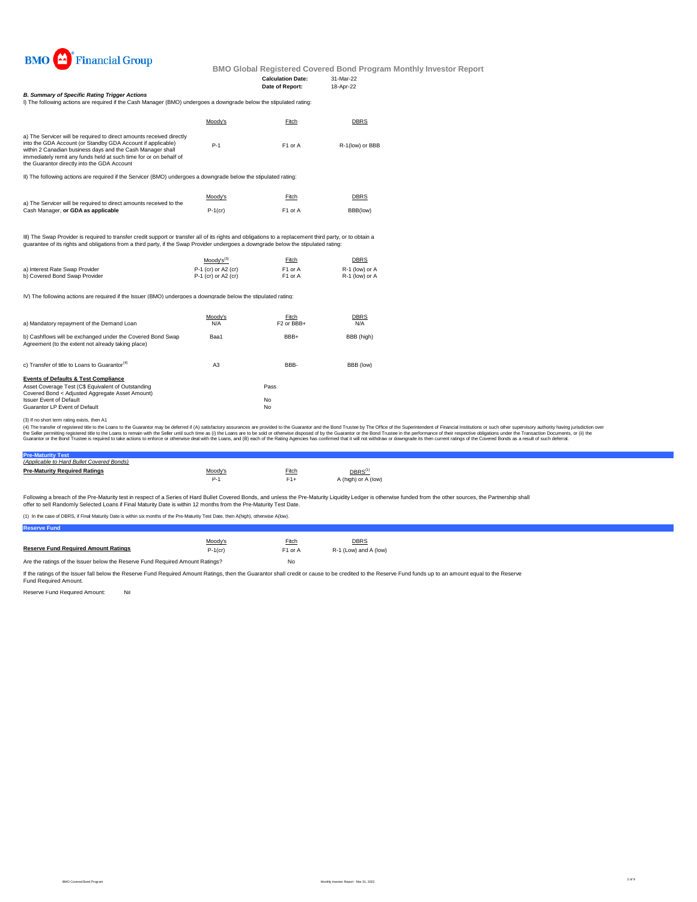**BMO Financial Group**

**BMO Global Registered Covered Bond Program Monthly Investor Report**

| | |
|---|---|
| **Calculation Date:** | 31-Mar-22 |
| **Date of Report:** | 18-Apr-22 |

***B. Summary of Specific Rating Trigger Actions***

I) The following actions are required if the Cash Manager (BMO) undergoes a downgrade below the stipulated rating:

| | Moody's | Fitch | DBRS |
|---|---|---|---|
| a) The Servicer will be required to direct amounts received directly into the GDA Account (or Standby GDA Account if applicable) within 2 Canadian business days and the Cash Manager shall immediately remit any funds held at such time for or on behalf of the Guarantor directly into the GDA Account | P-1 | F1 or A | R-1(low) or BBB |

II) The following actions are required if the Servicer (BMO) undergoes a downgrade below the stipulated rating:

| | Moody's | Fitch | DBRS |
|---|---|---|---|
| a) The Servicer will be required to direct amounts received to the Cash Manager, **or GDA as applicable** | P-1(cr) | F1 or A | BBB(low) |

III) The Swap Provider is required to transfer credit support or transfer all of its rights and obligations to a replacement third party, or to obtain a guarantee of its rights and obligations from a third party, if the Swap Provider undergoes a downgrade below the stipulated rating:

| | Moody's[3] | Fitch | DBRS |
|---|---|---|---|
| a) Interest Rate Swap Provider | P-1 (cr) or A2 (cr) | F1 or A | R-1 (low) or A |
| b) Covered Bond Swap Provider | P-1 (cr) or A2 (cr) | F1 or A | R-1 (low) or A |

IV) The following actions are required if the Issuer (BMO) undergoes a downgrade below the stipulated rating:

| | Moody's | Fitch | DBRS |
|---|---|---|---|
| a) Mandatory repayment of the Demand Loan | N/A | F2 or BBB+ | N/A |
| b) Cashflows will be exchanged under the Covered Bond Swap Agreement (to the extent not already taking place) | Baa1 | BBB+ | BBB (high) |
| c) Transfer of title to Loans to Guarantor[4] | A3 | BBB- | BBB (low) |

**Events of Defaults & Test Compliance**

| | |
|---|---|
| Asset Coverage Test (C$ Equivalent of Outstanding Covered Bond < Adjusted Aggregate Asset Amount) | Pass |
| Issuer Event of Default | No |
| Guarantor LP Event of Default | No |

(3) If no short term rating exists, then A1

(4) The transfer of registered title to the Loans to the Guarantor may be deferred if (A) satisfactory assurances are provided to the Guarantor and the Bond Trustee by The Office of the Superintendent of Financial Institutions or such other supervisory authority having jurisdiction over the Seller permitting registered title to the Loans to remain with the Seller until such time as (i) the Loans are to be sold or otherwise disposed of by the Guarantor or the Bond Trustee in the performance of their respective obligations under the Transaction Documents, or (ii) the Guarantor or the Bond Trustee is required to take actions to enforce or otherwise deal with the Loans, and (B) each of the Rating Agencies has confirmed that it will not withdraw or downgrade its then current ratings of the Covered Bonds as a result of such deferral.

## Pre-Maturity Test

*(Applicable to Hard Bullet Covered Bonds)*

| **Pre-Maturity Required Ratings** | Moody's | Fitch | DBRS[1] |
|---|---|---|---|
| | P-1 | F1+ | A (high) or A (low) |

Following a breach of the Pre-Maturity test in respect of a Series of Hard Bullet Covered Bonds, and unless the Pre-Maturity Liquidity Ledger is otherwise funded from the other sources, the Partnership shall offer to sell Randomly Selected Loans if Final Maturity Date is within 12 months from the Pre-Maturity Test Date.

(1) In the case of DBRS, if Final Maturity Date is within six months of the Pre-Maturity Test Date, then A(high), otherwise A(low).

## Reserve Fund

| | Moody's | Fitch | DBRS |
|---|---|---|---|
| **Reserve Fund Required Amount Ratings** | P-1(cr) | F1 or A | R-1 (Low) and A (low) |

Are the ratings of the Issuer below the Reserve Fund Required Amount Ratings? No

If the ratings of the Issuer fall below the Reserve Fund Required Amount Ratings, then the Guarantor shall credit or cause to be credited to the Reserve Fund funds up to an amount equal to the Reserve Fund Required Amount.

Reserve Fund Required Amount: Nil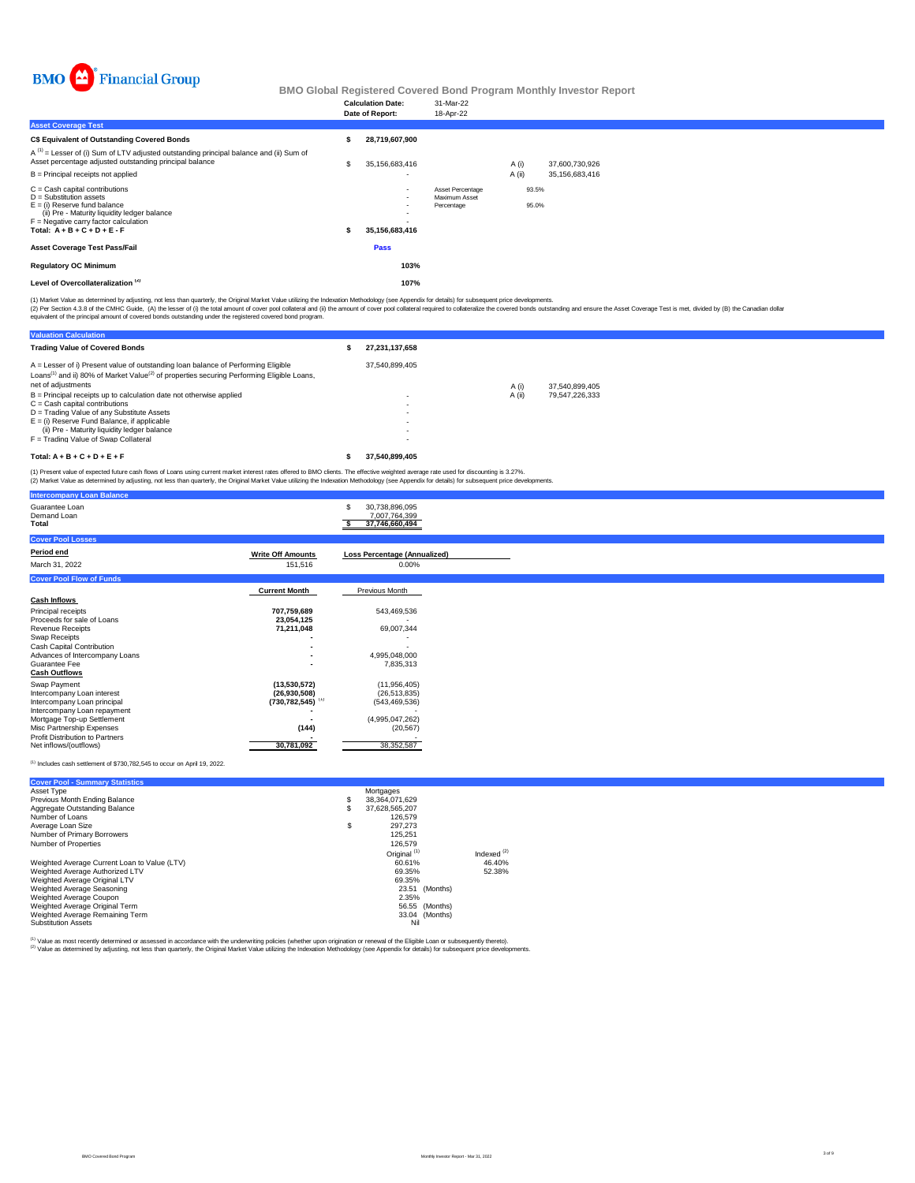BMO Financial Group

# BMO Global Registered Covered Bond Program Monthly Investor Report

| | |
|---|---|
| **Calculation Date:** | 31-Mar-22 |
| **Date of Report:** | 18-Apr-22 |

## Asset Coverage Test

| | | | | |
|---|---|---|---|---|
| **C$ Equivalent of Outstanding Covered Bonds** | **$ 28,719,607,900** | | | |
| A [1] = Lesser of (i) Sum of LTV adjusted outstanding principal balance and (ii) Sum of Asset percentage adjusted outstanding principal balance | $ 35,156,683,416 | | A (i) | 37,600,730,926 |
| B = Principal receipts not applied | - | | A (ii) | 35,156,683,416 |
| C = Cash capital contributions | - | Asset Percentage | 93.5% | |
| D = Substitution assets | - | Maximum Asset Percentage | 95.0% | |
| E = (i) Reserve fund balance | - | | | |
| (ii) Pre - Maturity liquidity ledger balance | - | | | |
| F = Negative carry factor calculation | - | | | |
| **Total: A + B + C + D + E - F** | **$ 35,156,683,416** | | | |
| **Asset Coverage Test Pass/Fail** | **Pass** | | | |
| **Regulatory OC Minimum** | **103%** | | | |
| **Level of Overcollateralization [2]** | **107%** | | | |

(1) Market Value as determined by adjusting, not less than quarterly, the Original Market Value utilizing the Indexation Methodology (see Appendix for details) for subsequent price developments.
(2) Per Section 4.3.8 of the CMHC Guide, (A) the lesser of (i) the total amount of cover pool collateral and (ii) the amount of cover pool collateral required to collateralize the covered bonds outstanding and ensure the Asset Coverage Test is met, divided by (B) the Canadian dollar equivalent of the principal amount of covered bonds outstanding under the registered covered bond program.

## Valuation Calculation

| | | | |
|---|---|---|---|
| **Trading Value of Covered Bonds** | **$ 27,231,137,658** | | |
| A = Lesser of i) Present value of outstanding loan balance of Performing Eligible Loans[1] and ii) 80% of Market Value[2] of properties securing Performing Eligible Loans, net of adjustments | 37,540,899,405 | A (i) | 37,540,899,405 |
| B = Principal receipts up to calculation date not otherwise applied | - | A (ii) | 79,547,226,333 |
| C = Cash capital contributions | - | | |
| D = Trading Value of any Substitute Assets | - | | |
| E = (i) Reserve Fund Balance, if applicable | - | | |
| (ii) Pre - Maturity liquidity ledger balance | - | | |
| F = Trading Value of Swap Collateral | - | | |
| **Total: A + B + C + D + E + F** | **$ 37,540,899,405** | | |

(1) Present value of expected future cash flows of Loans using current market interest rates offered to BMO clients. The effective weighted average rate used for discounting is 3.27%.
(2) Market Value as determined by adjusting, not less than quarterly, the Original Market Value utilizing the Indexation Methodology (see Appendix for details) for subsequent price developments.

## Intercompany Loan Balance

| | |
|---|---|
| Guarantee Loan | $ 30,738,896,095 |
| Demand Loan | 7,007,764,399 |
| **Total** | **$ 37,746,660,494** |

## Cover Pool Losses

| **Period end** | **Write Off Amounts** | **Loss Percentage (Annualized)** |
|---|---|---|
| March 31, 2022 | 151,516 | 0.00% |

## Cover Pool Flow of Funds

| | **Current Month** | Previous Month |
|---|---|---|
| **Cash Inflows** | | |
| Principal receipts | **707,759,689** | 543,469,536 |
| Proceeds for sale of Loans | **23,054,125** | - |
| Revenue Receipts | **71,211,048** | 69,007,344 |
| Swap Receipts | **-** | - |
| Cash Capital Contribution | **-** | - |
| Advances of Intercompany Loans | **-** | 4,995,048,000 |
| Guarantee Fee | **-** | 7,835,313 |
| **Cash Outflows** | | |
| Swap Payment | **(13,530,572)** | (11,956,405) |
| Intercompany Loan interest | **(26,930,508)** | (26,513,835) |
| Intercompany Loan principal | **(730,782,545)** [1] | (543,469,536) |
| Intercompany Loan repayment | **-** | - |
| Mortgage Top-up Settlement | **-** | (4,995,047,262) |
| Misc Partnership Expenses | **(144)** | (20,567) |
| Profit Distribution to Partners | **-** | - |
| Net inflows/(outflows) | **30,781,092** | 38,352,587 |

[1] Includes cash settlement of $730,782,545 to occur on April 19, 2022.

## Cover Pool - Summary Statistics

| | | |
|---|---|---|
| Asset Type | Mortgages | |
| Previous Month Ending Balance | $ 38,364,071,629 | |
| Aggregate Outstanding Balance | $ 37,628,565,207 | |
| Number of Loans | 126,579 | |
| Average Loan Size | $ 297,273 | |
| Number of Primary Borrowers | 125,251 | |
| Number of Properties | 126,579 | |
| | Original [1] | Indexed [2] |
| Weighted Average Current Loan to Value (LTV) | 60.61% | 46.40% |
| Weighted Average Authorized LTV | 69.35% | 52.38% |
| Weighted Average Original LTV | 69.35% | |
| Weighted Average Seasoning | 23.51 (Months) | |
| Weighted Average Coupon | 2.35% | |
| Weighted Average Original Term | 56.55 (Months) | |
| Weighted Average Remaining Term | 33.04 (Months) | |
| Substitution Assets | Nil | |

[1] Value as most recently determined or assessed in accordance with the underwriting policies (whether upon origination or renewal of the Eligible Loan or subsequently thereto).
[2] Value as determined by adjusting, not less than quarterly, the Original Market Value utilizing the Indexation Methodology (see Appendix for details) for subsequent price developments.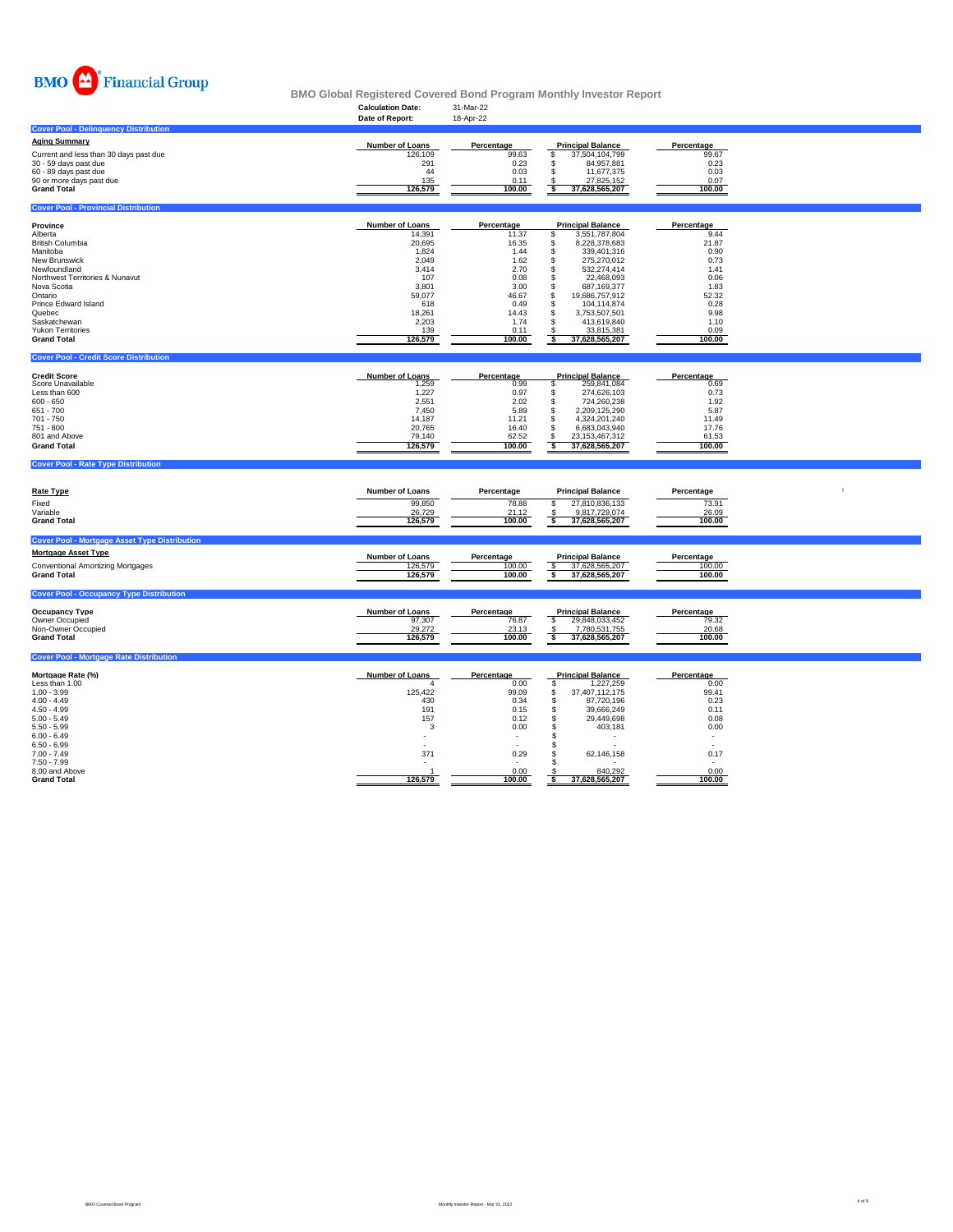BMO Financial Group

# BMO Global Registered Covered Bond Program Monthly Investor Report

**Calculation Date:** 31-Mar-22
**Date of Report:** 18-Apr-22

## Cover Pool - Delinquency Distribution

| Aging Summary | Number of Loans | Percentage | Principal Balance | Percentage |
|---|---|---|---|---|
| Current and less than 30 days past due | 126,109 | 99.63 | $ 37,504,104,799 | 99.67 |
| 30 - 59 days past due | 291 | 0.23 | $ 84,957,881 | 0.23 |
| 60 - 89 days past due | 44 | 0.03 | $ 11,677,375 | 0.03 |
| 90 or more days past due | 135 | 0.11 | $ 27,825,152 | 0.07 |
| **Grand Total** | **126,579** | **100.00** | **$ 37,628,565,207** | **100.00** |

## Cover Pool - Provincial Distribution

| Province | Number of Loans | Percentage | Principal Balance | Percentage |
|---|---|---|---|---|
| Alberta | 14,391 | 11.37 | $ 3,551,787,804 | 9.44 |
| British Columbia | 20,695 | 16.35 | $ 8,228,378,683 | 21.87 |
| Manitoba | 1,824 | 1.44 | $ 339,401,316 | 0.90 |
| New Brunswick | 2,049 | 1.62 | $ 275,270,012 | 0.73 |
| Newfoundland | 3,414 | 2.70 | $ 532,274,414 | 1.41 |
| Northwest Territories & Nunavut | 107 | 0.08 | $ 22,468,093 | 0.06 |
| Nova Scotia | 3,801 | 3.00 | $ 687,169,377 | 1.83 |
| Ontario | 59,077 | 46.67 | $ 19,686,757,912 | 52.32 |
| Prince Edward Island | 618 | 0.49 | $ 104,114,874 | 0.28 |
| Quebec | 18,261 | 14.43 | $ 3,753,507,501 | 9.98 |
| Saskatchewan | 2,203 | 1.74 | $ 413,619,840 | 1.10 |
| Yukon Territories | 139 | 0.11 | $ 33,815,381 | 0.09 |
| **Grand Total** | **126,579** | **100.00** | **$ 37,628,565,207** | **100.00** |

## Cover Pool - Credit Score Distribution

| Credit Score | Number of Loans | Percentage | Principal Balance | Percentage |
|---|---|---|---|---|
| Score Unavailable | 1,259 | 0.99 | $ 259,841,084 | 0.69 |
| Less than 600 | 1,227 | 0.97 | $ 274,626,103 | 0.73 |
| 600 - 650 | 2,551 | 2.02 | $ 724,260,238 | 1.92 |
| 651 - 700 | 7,450 | 5.89 | $ 2,209,125,290 | 5.87 |
| 701 - 750 | 14,187 | 11.21 | $ 4,324,201,240 | 11.49 |
| 751 - 800 | 20,765 | 16.40 | $ 6,683,043,940 | 17.76 |
| 801 and Above | 79,140 | 62.52 | $ 23,153,467,312 | 61.53 |
| **Grand Total** | **126,579** | **100.00** | **$ 37,628,565,207** | **100.00** |

## Cover Pool - Rate Type Distribution

| Rate Type | Number of Loans | Percentage | Principal Balance | Percentage |
|---|---|---|---|---|
| Fixed | 99,850 | 78.88 | $ 27,810,836,133 | 73.91 |
| Variable | 26,729 | 21.12 | $ 9,817,729,074 | 26.09 |
| **Grand Total** | **126,579** | **100.00** | **$ 37,628,565,207** | **100.00** |

## Cover Pool - Mortgage Asset Type Distribution

| Mortgage Asset Type | Number of Loans | Percentage | Principal Balance | Percentage |
|---|---|---|---|---|
| Conventional Amortizing Mortgages | 126,579 | 100.00 | $ 37,628,565,207 | 100.00 |
| **Grand Total** | **126,579** | **100.00** | **$ 37,628,565,207** | **100.00** |

## Cover Pool - Occupancy Type Distribution

| Occupancy Type | Number of Loans | Percentage | Principal Balance | Percentage |
|---|---|---|---|---|
| Owner Occupied | 97,307 | 76.87 | $ 29,848,033,452 | 79.32 |
| Non-Owner Occupied | 29,272 | 23.13 | $ 7,780,531,755 | 20.68 |
| **Grand Total** | **126,579** | **100.00** | **$ 37,628,565,207** | **100.00** |

## Cover Pool - Mortgage Rate Distribution

| Mortgage Rate (%) | Number of Loans | Percentage | Principal Balance | Percentage |
|---|---|---|---|---|
| Less than 1.00 | 4 | 0.00 | $ 1,227,259 | 0.00 |
| 1.00 - 3.99 | 125,422 | 99.09 | $ 37,407,112,175 | 99.41 |
| 4.00 - 4.49 | 430 | 0.34 | $ 87,720,196 | 0.23 |
| 4.50 - 4.99 | 191 | 0.15 | $ 39,666,249 | 0.11 |
| 5.00 - 5.49 | 157 | 0.12 | $ 29,449,698 | 0.08 |
| 5.50 - 5.99 | 3 | 0.00 | $ 403,181 | 0.00 |
| 6.00 - 6.49 | - | - | $ - | - |
| 6.50 - 6.99 | - | - | $ - | - |
| 7.00 - 7.49 | 371 | 0.29 | $ 62,146,158 | 0.17 |
| 7.50 - 7.99 | - | - | $ - | - |
| 8.00 and Above | 1 | 0.00 | $ 840,292 | 0.00 |
| **Grand Total** | **126,579** | **100.00** | **$ 37,628,565,207** | **100.00** |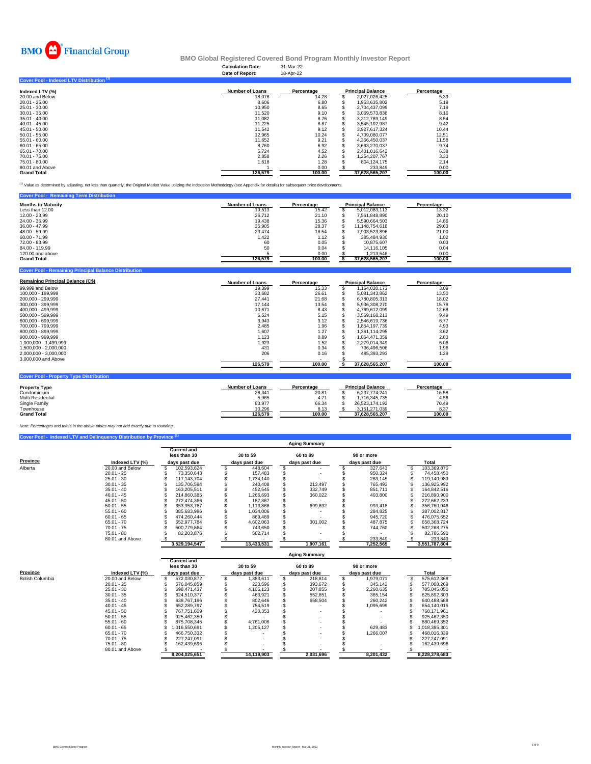BMO Financial Group

# BMO Global Registered Covered Bond Program Monthly Investor Report

**Calculation Date:** 31-Mar-22
**Date of Report:** 18-Apr-22

## Cover Pool - Indexed LTV Distribution [1]

| Indexed LTV (%) | Number of Loans | Percentage | Principal Balance | Percentage |
|---|---|---|---|---|
| 20.00 and Below | 18,076 | 14.28 | $ 2,027,026,425 | 5.39 |
| 20.01 - 25.00 | 8,606 | 6.80 | $ 1,953,635,802 | 5.19 |
| 25.01 - 30.00 | 10,950 | 8.65 | $ 2,704,437,099 | 7.19 |
| 30.01 - 35.00 | 11,520 | 9.10 | $ 3,069,573,838 | 8.16 |
| 35.01 - 40.00 | 11,082 | 8.76 | $ 3,212,789,149 | 8.54 |
| 40.01 - 45.00 | 11,225 | 8.87 | $ 3,545,102,987 | 9.42 |
| 45.01 - 50.00 | 11,542 | 9.12 | $ 3,927,617,324 | 10.44 |
| 50.01 - 55.00 | 12,965 | 10.24 | $ 4,709,080,077 | 12.51 |
| 55.01 - 60.00 | 11,652 | 9.21 | $ 4,356,450,037 | 11.58 |
| 60.01 - 65.00 | 8,760 | 6.92 | $ 3,663,270,037 | 9.74 |
| 65.01 - 70.00 | 5,724 | 4.52 | $ 2,401,016,642 | 6.38 |
| 70.01 - 75.00 | 2,858 | 2.26 | $ 1,254,207,767 | 3.33 |
| 75.01 - 80.00 | 1,618 | 1.28 | $ 804,124,175 | 2.14 |
| 80.01 and Above | 1 | 0.00 | $ 233,849 | 0.00 |
| **Grand Total** | **126,579** | **100.00** | **37,628,565,207** | **100.00** |

[1] Value as determined by adjusting, not less than quarterly, the Original Market Value utilizing the Indexation Methodology (see Appendix for details) for subsequent price developments.

## Cover Pool - Remaining Term Distribution

| Months to Maturity | Number of Loans | Percentage | Principal Balance | Percentage |
|---|---|---|---|---|
| Less than 12.00 | 19,513 | 15.42 | $ 5,012,083,113 | 13.32 |
| 12.00 - 23.99 | 26,712 | 21.10 | $ 7,561,848,890 | 20.10 |
| 24.00 - 35.99 | 19,438 | 15.36 | $ 5,590,664,503 | 14.86 |
| 36.00 - 47.99 | 35,905 | 28.37 | $ 11,148,754,618 | 29.63 |
| 48.00 - 59.99 | 23,474 | 18.54 | $ 7,903,523,896 | 21.00 |
| 60.00 - 71.99 | 1,422 | 1.12 | $ 385,484,930 | 1.02 |
| 72.00 - 83.99 | 60 | 0.05 | $ 10,875,607 | 0.03 |
| 84.00 - 119.99 | 50 | 0.04 | $ 14,116,105 | 0.04 |
| 120.00 and above | 5 | 0.00 | $ 1,213,546 | 0.00 |
| **Grand Total** | **126,579** | **100.00** | **$ 37,628,565,207** | **100.00** |

## Cover Pool - Remaining Principal Balance Distribution

| Remaining Principal Balance (C$) | Number of Loans | Percentage | Principal Balance | Percentage |
|---|---|---|---|---|
| 99,999 and Below | 19,399 | 15.33 | $ 1,164,020,173 | 3.09 |
| 100,000 - 199,999 | 33,682 | 26.61 | $ 5,081,343,862 | 13.50 |
| 200,000 - 299,999 | 27,441 | 21.68 | $ 6,780,805,313 | 18.02 |
| 300,000 - 399,999 | 17,144 | 13.54 | $ 5,936,308,270 | 15.78 |
| 400,000 - 499,999 | 10,671 | 8.43 | $ 4,769,612,099 | 12.68 |
| 500,000 - 599,999 | 6,524 | 5.15 | $ 3,569,168,213 | 9.49 |
| 600,000 - 699,999 | 3,943 | 3.12 | $ 2,546,619,736 | 6.77 |
| 700,000 - 799,999 | 2,485 | 1.96 | $ 1,854,197,739 | 4.93 |
| 800,000 - 899,999 | 1,607 | 1.27 | $ 1,361,114,295 | 3.62 |
| 900,000 - 999,999 | 1,123 | 0.89 | $ 1,064,471,359 | 2.83 |
| 1,000,000 - 1,499,999 | 1,923 | 1.52 | $ 2,279,014,349 | 6.06 |
| 1,500,000 - 2,000,000 | 431 | 0.34 | $ 736,496,506 | 1.96 |
| 2,000,000 - 3,000,000 | 206 | 0.16 | $ 485,393,293 | 1.29 |
| 3,000,000 and Above | - | - | $ - | - |
| | **126,579** | **100.00** | **$ 37,628,565,207** | **100.00** |

## Cover Pool - Property Type Distribution

| Property Type | Number of Loans | Percentage | Principal Balance | Percentage |
|---|---|---|---|---|
| Condominium | 26,341 | 20.81 | $ 6,237,774,241 | 16.58 |
| Multi-Residential | 5,965 | 4.71 | $ 1,716,345,735 | 4.56 |
| Single Family | 83,977 | 66.34 | $ 26,523,174,192 | 70.49 |
| Townhouse | 10,296 | 8.13 | $ 3,151,271,039 | 8.37 |
| **Grand Total** | **126,579** | **100.00** | **37,628,565,207** | **100.00** |

*Note: Percentages and totals in the above tables may not add exactly due to rounding.*

## Cover Pool - Indexed LTV and Delinquency Distribution by Province [1]

| | | Aging Summary | | | | |
|---|---|---|---|---|---|---|
| **Province** | **Indexed LTV (%)** | **Current and less than 30 days past due** | **30 to 59 days past due** | **60 to 89 days past due** | **90 or more days past due** | **Total** |
| Alberta | 20.00 and Below | $ 102,593,624 | $ 448,604 | $ - | $ 327,643 | $ 103,369,870 |
| | 20.01 - 25 | $ 73,350,643 | $ 157,483 | $ - | $ 950,324 | $ 74,458,450 |
| | 25.01 - 30 | $ 117,143,704 | $ 1,734,140 | $ - | $ 263,145 | $ 119,140,989 |
| | 30.01 - 35 | $ 135,706,594 | $ 240,408 | $ 213,497 | $ 765,493 | $ 136,925,992 |
| | 35.01 - 40 | $ 163,205,511 | $ 452,545 | $ 332,749 | $ 851,711 | $ 164,842,516 |
| | 40.01 - 45 | $ 214,860,385 | $ 1,266,693 | $ 360,022 | $ 403,800 | $ 216,890,900 |
| | 45.01 - 50 | $ 272,474,366 | $ 187,867 | $ - | $ - | $ 272,662,233 |
| | 50.01 - 55 | $ 353,953,767 | $ 1,113,868 | $ 699,892 | $ 993,418 | $ 356,760,946 |
| | 55.01 - 60 | $ 385,683,986 | $ 1,034,006 | $ - | $ 284,825 | $ 387,002,817 |
| | 60.01 - 65 | $ 474,260,444 | $ 869,489 | $ - | $ 945,720 | $ 476,075,652 |
| | 65.01 - 70 | $ 652,977,784 | $ 4,602,063 | $ 301,002 | $ 487,875 | $ 658,368,724 |
| | 70.01 - 75 | $ 500,779,864 | $ 743,650 | $ - | $ 744,760 | $ 502,268,275 |
| | 75.01 - 80 | $ 82,203,876 | $ 582,714 | $ - | $ - | $ 82,786,590 |
| | 80.01 and Above | $ - | $ - | $ - | $ 233,849 | $ 233,849 |
| | | **3,529,194,547** | **13,433,531** | **1,907,161** | **7,252,565** | **3,551,787,804** |

| | | Aging Summary | | | | |
|---|---|---|---|---|---|---|
| **Province** | **Indexed LTV (%)** | **Current and less than 30 days past due** | **30 to 59 days past due** | **60 to 89 days past due** | **90 or more days past due** | **Total** |
| British Columbia | 20.00 and Below | $ 572,030,872 | $ 1,383,611 | $ 218,814 | $ 1,979,071 | $ 575,612,368 |
| | 20.01 - 25 | $ 576,045,859 | $ 223,596 | $ 393,672 | $ 345,142 | $ 577,008,269 |
| | 25.01 - 30 | $ 698,471,437 | $ 4,105,123 | $ 207,855 | $ 2,260,635 | $ 705,045,050 |
| | 30.01 - 35 | $ 624,510,377 | $ 463,921 | $ 552,851 | $ 365,154 | $ 625,892,303 |
| | 35.01 - 40 | $ 638,767,196 | $ 802,646 | $ 658,504 | $ 260,242 | $ 640,488,588 |
| | 40.01 - 45 | $ 652,289,797 | $ 754,519 | $ - | $ 1,095,699 | $ 654,140,015 |
| | 45.01 - 50 | $ 767,751,609 | $ 420,353 | $ - | $ - | $ 768,171,961 |
| | 50.01 - 55 | $ 925,462,350 | $ - | $ - | $ - | $ 925,462,350 |
| | 55.01 - 60 | $ 875,708,345 | $ 4,761,006 | $ - | $ - | $ 880,469,352 |
| | 60.01 - 65 | $ 1,016,550,691 | $ 1,205,127 | $ - | $ 629,483 | $ 1,018,385,301 |
| | 65.01 - 70 | $ 466,750,332 | $ - | $ - | $ 1,266,007 | $ 468,016,339 |
| | 70.01 - 75 | $ 227,247,091 | $ - | $ - | $ - | $ 227,247,091 |
| | 75.01 - 80 | $ 162,439,696 | $ - | $ - | $ - | $ 162,439,696 |
| | 80.01 and Above | $ - | $ - | $ - | $ - | $ - |
| | | **8,204,025,651** | **14,119,903** | **2,031,696** | **8,201,432** | **8,228,378,683** |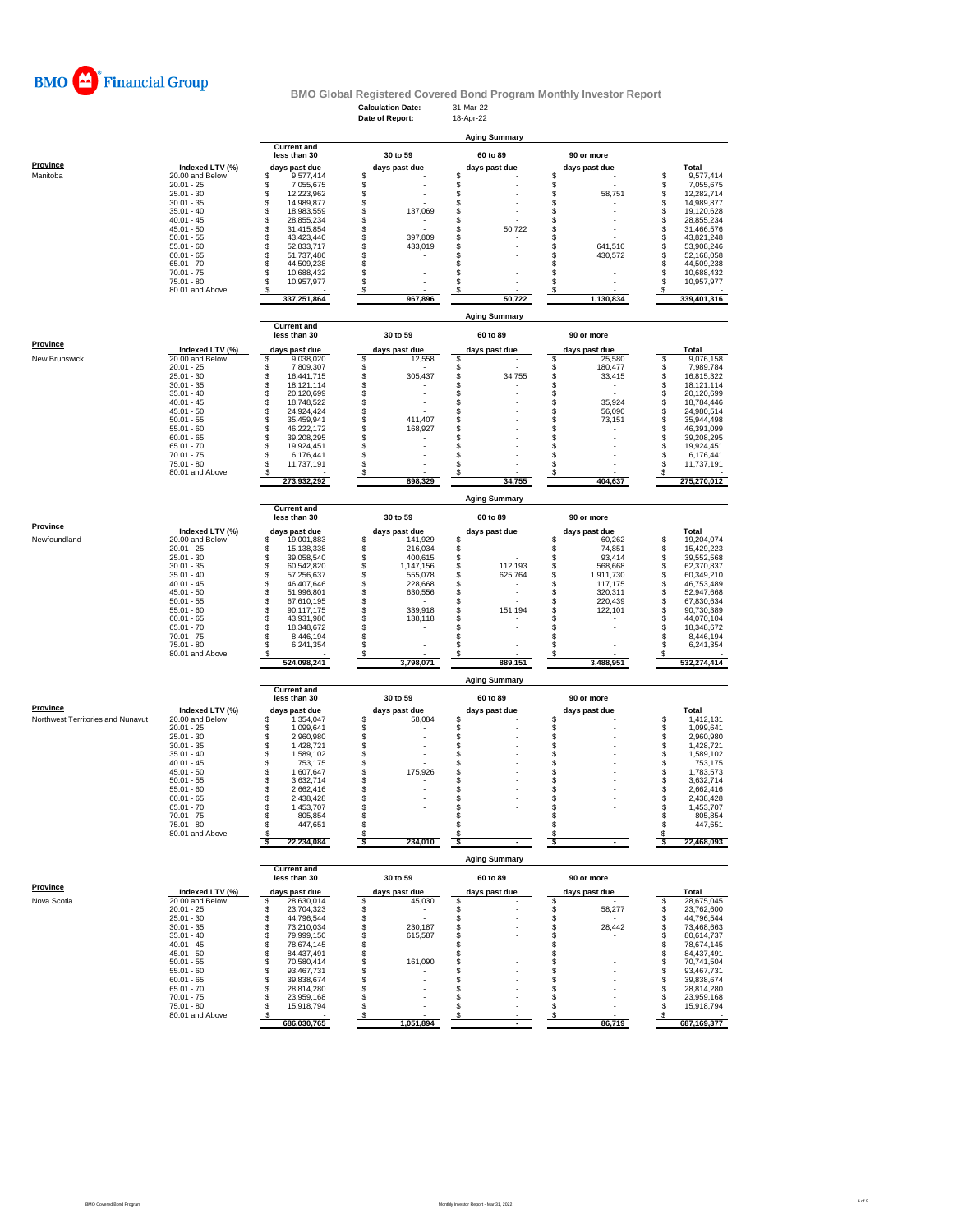BMO Financial Group

# BMO Global Registered Covered Bond Program Monthly Investor Report

**Calculation Date:** 31-Mar-22
**Date of Report:** 18-Apr-22

## Aging Summary

| Province | Indexed LTV (%) | Current and less than 30 days past due | 30 to 59 days past due | 60 to 89 days past due | 90 or more days past due | Total |
|---|---|---|---|---|---|---|
| Manitoba | 20.00 and Below | $ 9,577,414 | $ - | $ - | $ - | $ 9,577,414 |
| | 20.01 - 25 | $ 7,055,675 | $ - | $ - | $ - | $ 7,055,675 |
| | 25.01 - 30 | $ 12,223,962 | $ - | $ - | $ 58,751 | $ 12,282,714 |
| | 30.01 - 35 | $ 14,989,877 | $ - | $ - | $ - | $ 14,989,877 |
| | 35.01 - 40 | $ 18,983,559 | $ 137,069 | $ - | $ - | $ 19,120,628 |
| | 40.01 - 45 | $ 28,855,234 | $ - | $ - | $ - | $ 28,855,234 |
| | 45.01 - 50 | $ 31,415,854 | $ - | $ 50,722 | $ - | $ 31,466,576 |
| | 50.01 - 55 | $ 43,423,440 | $ 397,809 | $ - | $ - | $ 43,821,248 |
| | 55.01 - 60 | $ 52,833,717 | $ 433,019 | $ - | $ 641,510 | $ 53,908,246 |
| | 60.01 - 65 | $ 51,737,486 | $ - | $ - | $ 430,572 | $ 52,168,058 |
| | 65.01 - 70 | $ 44,509,238 | $ - | $ - | $ - | $ 44,509,238 |
| | 70.01 - 75 | $ 10,688,432 | $ - | $ - | $ - | $ 10,688,432 |
| | 75.01 - 80 | $ 10,957,977 | $ - | $ - | $ - | $ 10,957,977 |
| | 80.01 and Above | $ - | $ - | $ - | $ - | $ - |
| | | 337,251,864 | 967,896 | 50,722 | 1,130,834 | 339,401,316 |

## Aging Summary

| Province | Indexed LTV (%) | Current and less than 30 days past due | 30 to 59 days past due | 60 to 89 days past due | 90 or more days past due | Total |
|---|---|---|---|---|---|---|
| New Brunswick | 20.00 and Below | $ 9,038,020 | $ 12,558 | $ - | $ 25,580 | $ 9,076,158 |
| | 20.01 - 25 | $ 7,809,307 | $ - | $ - | $ 180,477 | $ 7,989,784 |
| | 25.01 - 30 | $ 16,441,715 | $ 305,437 | $ 34,755 | $ 33,415 | $ 16,815,322 |
| | 30.01 - 35 | $ 18,121,114 | $ - | $ - | $ - | $ 18,121,114 |
| | 35.01 - 40 | $ 20,120,699 | $ - | $ - | $ - | $ 20,120,699 |
| | 40.01 - 45 | $ 18,748,522 | $ - | $ - | $ 35,924 | $ 18,784,446 |
| | 45.01 - 50 | $ 24,924,424 | $ - | $ - | $ 56,090 | $ 24,980,514 |
| | 50.01 - 55 | $ 35,459,941 | $ 411,407 | $ - | $ 73,151 | $ 35,944,498 |
| | 55.01 - 60 | $ 46,222,172 | $ 168,927 | $ - | $ - | $ 46,391,099 |
| | 60.01 - 65 | $ 39,208,295 | $ - | $ - | $ - | $ 39,208,295 |
| | 65.01 - 70 | $ 19,924,451 | $ - | $ - | $ - | $ 19,924,451 |
| | 70.01 - 75 | $ 6,176,441 | $ - | $ - | $ - | $ 6,176,441 |
| | 75.01 - 80 | $ 11,737,191 | $ - | $ - | $ - | $ 11,737,191 |
| | 80.01 and Above | $ - | $ - | $ - | $ - | $ - |
| | | 273,932,292 | 898,329 | 34,755 | 404,637 | 275,270,012 |

## Aging Summary

| Province | Indexed LTV (%) | Current and less than 30 days past due | 30 to 59 days past due | 60 to 89 days past due | 90 or more days past due | Total |
|---|---|---|---|---|---|---|
| Newfoundland | 20.00 and Below | $ 19,001,883 | $ 141,929 | $ - | $ 60,262 | $ 19,204,074 |
| | 20.01 - 25 | $ 15,138,338 | $ 216,034 | $ - | $ 74,851 | $ 15,429,223 |
| | 25.01 - 30 | $ 39,058,540 | $ 400,615 | $ - | $ 93,414 | $ 39,552,568 |
| | 30.01 - 35 | $ 60,542,820 | $ 1,147,156 | $ 112,193 | $ 568,668 | $ 62,370,837 |
| | 35.01 - 40 | $ 57,256,637 | $ 555,078 | $ 625,764 | $ 1,911,730 | $ 60,349,210 |
| | 40.01 - 45 | $ 46,407,646 | $ 228,668 | $ - | $ 117,175 | $ 46,753,489 |
| | 45.01 - 50 | $ 51,996,801 | $ 630,556 | $ - | $ 320,311 | $ 52,947,668 |
| | 50.01 - 55 | $ 67,610,195 | $ - | $ - | $ 220,439 | $ 67,830,634 |
| | 55.01 - 60 | $ 90,117,175 | $ 339,918 | $ 151,194 | $ 122,101 | $ 90,730,389 |
| | 60.01 - 65 | $ 43,931,986 | $ 138,118 | $ - | $ - | $ 44,070,104 |
| | 65.01 - 70 | $ 18,348,672 | $ - | $ - | $ - | $ 18,348,672 |
| | 70.01 - 75 | $ 8,446,194 | $ - | $ - | $ - | $ 8,446,194 |
| | 75.01 - 80 | $ 6,241,354 | $ - | $ - | $ - | $ 6,241,354 |
| | 80.01 and Above | $ - | $ - | $ - | $ - | $ - |
| | | 524,098,241 | 3,798,071 | 889,151 | 3,488,951 | 532,274,414 |

## Aging Summary

| Province | Indexed LTV (%) | Current and less than 30 days past due | 30 to 59 days past due | 60 to 89 days past due | 90 or more days past due | Total |
|---|---|---|---|---|---|---|
| Northwest Territories and Nunavut | 20.00 and Below | $ 1,354,047 | $ 58,084 | $ - | $ - | $ 1,412,131 |
| | 20.01 - 25 | $ 1,099,641 | $ - | $ - | $ - | $ 1,099,641 |
| | 25.01 - 30 | $ 2,960,980 | $ - | $ - | $ - | $ 2,960,980 |
| | 30.01 - 35 | $ 1,428,721 | $ - | $ - | $ - | $ 1,428,721 |
| | 35.01 - 40 | $ 1,589,102 | $ - | $ - | $ - | $ 1,589,102 |
| | 40.01 - 45 | $ 753,175 | $ - | $ - | $ - | $ 753,175 |
| | 45.01 - 50 | $ 1,607,647 | $ 175,926 | $ - | $ - | $ 1,783,573 |
| | 50.01 - 55 | $ 3,632,714 | $ - | $ - | $ - | $ 3,632,714 |
| | 55.01 - 60 | $ 2,662,416 | $ - | $ - | $ - | $ 2,662,416 |
| | 60.01 - 65 | $ 2,438,428 | $ - | $ - | $ - | $ 2,438,428 |
| | 65.01 - 70 | $ 1,453,707 | $ - | $ - | $ - | $ 1,453,707 |
| | 70.01 - 75 | $ 805,854 | $ - | $ - | $ - | $ 805,854 |
| | 75.01 - 80 | $ 447,651 | $ - | $ - | $ - | $ 447,651 |
| | 80.01 and Above | $ - | $ - | $ - | $ - | $ - |
| | | $ 22,234,084 | $ 234,010 | $ - | $ - | $ 22,468,093 |

## Aging Summary

| Province | Indexed LTV (%) | Current and less than 30 days past due | 30 to 59 days past due | 60 to 89 days past due | 90 or more days past due | Total |
|---|---|---|---|---|---|---|
| Nova Scotia | 20.00 and Below | $ 28,630,014 | $ 45,030 | $ - | $ - | $ 28,675,045 |
| | 20.01 - 25 | $ 23,704,323 | $ - | $ - | $ 58,277 | $ 23,762,600 |
| | 25.01 - 30 | $ 44,796,544 | $ - | $ - | $ - | $ 44,796,544 |
| | 30.01 - 35 | $ 73,210,034 | $ 230,187 | $ - | $ 28,442 | $ 73,468,663 |
| | 35.01 - 40 | $ 79,999,150 | $ 615,587 | $ - | $ - | $ 80,614,737 |
| | 40.01 - 45 | $ 78,674,145 | $ - | $ - | $ - | $ 78,674,145 |
| | 45.01 - 50 | $ 84,437,491 | $ - | $ - | $ - | $ 84,437,491 |
| | 50.01 - 55 | $ 70,580,414 | $ 161,090 | $ - | $ - | $ 70,741,504 |
| | 55.01 - 60 | $ 93,467,731 | $ - | $ - | $ - | $ 93,467,731 |
| | 60.01 - 65 | $ 39,838,674 | $ - | $ - | $ - | $ 39,838,674 |
| | 65.01 - 70 | $ 28,814,280 | $ - | $ - | $ - | $ 28,814,280 |
| | 70.01 - 75 | $ 23,959,168 | $ - | $ - | $ - | $ 23,959,168 |
| | 75.01 - 80 | $ 15,918,794 | $ - | $ - | $ - | $ 15,918,794 |
| | 80.01 and Above | $ - | $ - | $ - | $ - | $ - |
| | | 686,030,765 | 1,051,894 | - | 86,719 | 687,169,377 |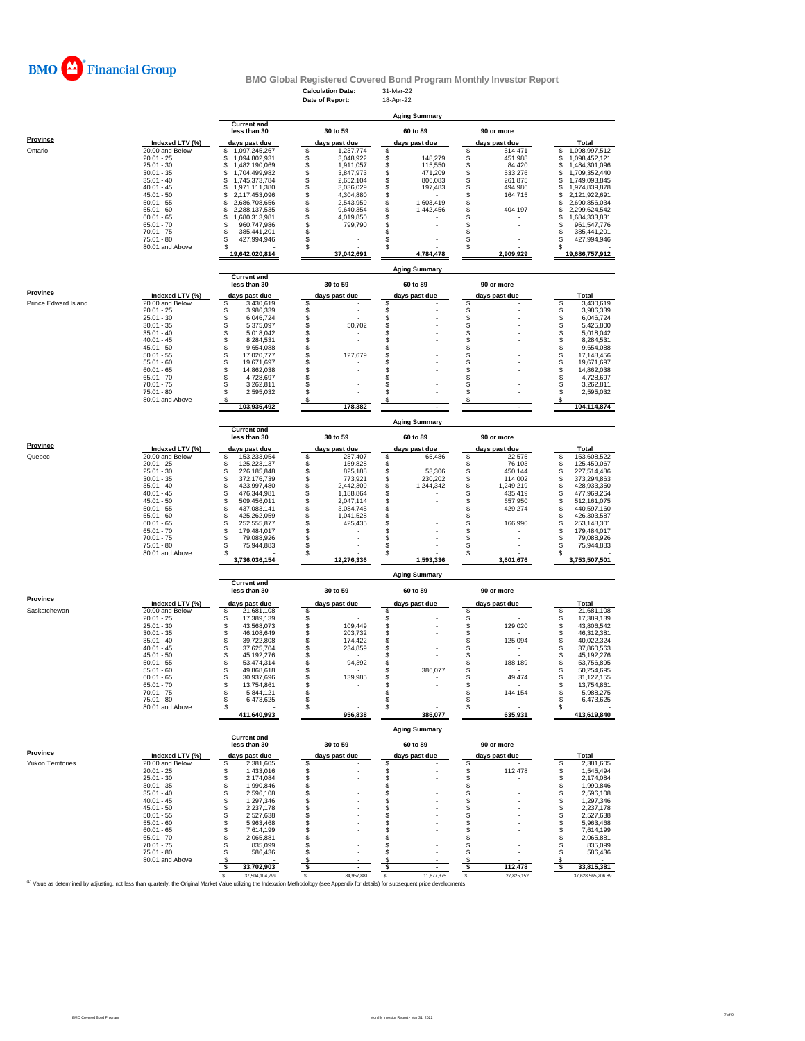BMO Financial Group

## BMO Global Registered Covered Bond Program Monthly Investor Report

**Calculation Date:** 31-Mar-22
**Date of Report:** 18-Apr-22

### Aging Summary

| Province | Indexed LTV (%) | Current and less than 30 days past due | 30 to 59 days past due | 60 to 89 days past due | 90 or more days past due | Total |
|---|---|---|---|---|---|---|
| Ontario | 20.00 and Below | $ 1,097,245,267 | $ 1,237,774 | $ - | $ 514,471 | $ 1,098,997,512 |
| | 20.01 - 25 | $ 1,094,802,931 | $ 3,048,922 | $ 148,279 | $ 451,988 | $ 1,098,452,121 |
| | 25.01 - 30 | $ 1,482,190,069 | $ 1,911,057 | $ 115,550 | $ 84,420 | $ 1,484,301,096 |
| | 30.01 - 35 | $ 1,704,499,982 | $ 3,847,973 | $ 471,209 | $ 533,276 | $ 1,709,352,440 |
| | 35.01 - 40 | $ 1,745,373,784 | $ 2,652,104 | $ 806,083 | $ 261,875 | $ 1,749,093,845 |
| | 40.01 - 45 | $ 1,971,111,380 | $ 3,036,029 | $ 197,483 | $ 494,986 | $ 1,974,839,878 |
| | 45.01 - 50 | $ 2,117,453,096 | $ 4,304,880 | $ - | $ 164,715 | $ 2,121,922,691 |
| | 50.01 - 55 | $ 2,686,708,656 | $ 2,543,959 | $ 1,603,419 | $ - | $ 2,690,856,034 |
| | 55.01 - 60 | $ 2,288,137,535 | $ 9,640,354 | $ 1,442,456 | $ 404,197 | $ 2,299,624,542 |
| | 60.01 - 65 | $ 1,680,313,981 | $ 4,019,850 | $ - | $ - | $ 1,684,333,831 |
| | 65.01 - 70 | $ 960,747,986 | $ 799,790 | $ - | $ - | $ 961,547,776 |
| | 70.01 - 75 | $ 385,441,201 | $ - | $ - | $ - | $ 385,441,201 |
| | 75.01 - 80 | $ 427,994,946 | $ - | $ - | $ - | $ 427,994,946 |
| | 80.01 and Above | $ - | $ - | $ - | $ - | $ - |
| | | 19,642,020,814 | 37,042,691 | 4,784,478 | 2,909,929 | 19,686,757,912 |

### Aging Summary

| Province | Indexed LTV (%) | Current and less than 30 days past due | 30 to 59 days past due | 60 to 89 days past due | 90 or more days past due | Total |
|---|---|---|---|---|---|---|
| Prince Edward Island | 20.00 and Below | $ 3,430,619 | $ - | $ - | $ - | $ 3,430,619 |
| | 20.01 - 25 | $ 3,986,339 | $ - | $ - | $ - | $ 3,986,339 |
| | 25.01 - 30 | $ 6,046,724 | $ - | $ - | $ - | $ 6,046,724 |
| | 30.01 - 35 | $ 5,375,097 | $ 50,702 | $ - | $ - | $ 5,425,800 |
| | 35.01 - 40 | $ 5,018,042 | $ - | $ - | $ - | $ 5,018,042 |
| | 40.01 - 45 | $ 8,284,531 | $ - | $ - | $ - | $ 8,284,531 |
| | 45.01 - 50 | $ 9,654,088 | $ - | $ - | $ - | $ 9,654,088 |
| | 50.01 - 55 | $ 17,020,777 | $ 127,679 | $ - | $ - | $ 17,148,456 |
| | 55.01 - 60 | $ 19,671,697 | $ - | $ - | $ - | $ 19,671,697 |
| | 60.01 - 65 | $ 14,862,038 | $ - | $ - | $ - | $ 14,862,038 |
| | 65.01 - 70 | $ 4,728,697 | $ - | $ - | $ - | $ 4,728,697 |
| | 70.01 - 75 | $ 3,262,811 | $ - | $ - | $ - | $ 3,262,811 |
| | 75.01 - 80 | $ 2,595,032 | $ - | $ - | $ - | $ 2,595,032 |
| | 80.01 and Above | $ - | $ - | $ - | $ - | $ - |
| | | 103,936,492 | 178,382 | - | - | 104,114,874 |

### Aging Summary

| Province | Indexed LTV (%) | Current and less than 30 days past due | 30 to 59 days past due | 60 to 89 days past due | 90 or more days past due | Total |
|---|---|---|---|---|---|---|
| Quebec | 20.00 and Below | $ 153,233,054 | $ 287,407 | $ 65,486 | $ 22,575 | $ 153,608,522 |
| | 20.01 - 25 | $ 125,223,137 | $ 159,828 | $ - | $ 76,103 | $ 125,459,067 |
| | 25.01 - 30 | $ 226,185,848 | $ 825,188 | $ 53,306 | $ 450,144 | $ 227,514,486 |
| | 30.01 - 35 | $ 372,176,739 | $ 773,921 | $ 230,202 | $ 114,002 | $ 373,294,863 |
| | 35.01 - 40 | $ 423,997,480 | $ 2,442,309 | $ 1,244,342 | $ 1,249,219 | $ 428,933,350 |
| | 40.01 - 45 | $ 476,344,981 | $ 1,188,864 | $ - | $ 435,419 | $ 477,969,264 |
| | 45.01 - 50 | $ 509,456,011 | $ 2,047,114 | $ - | $ 657,950 | $ 512,161,075 |
| | 50.01 - 55 | $ 437,083,141 | $ 3,084,745 | $ - | $ 429,274 | $ 440,597,160 |
| | 55.01 - 60 | $ 425,262,059 | $ 1,041,528 | $ - | $ - | $ 426,303,587 |
| | 60.01 - 65 | $ 252,555,877 | $ 425,435 | $ - | $ 166,990 | $ 253,148,301 |
| | 65.01 - 70 | $ 179,484,017 | $ - | $ - | $ - | $ 179,484,017 |
| | 70.01 - 75 | $ 79,088,926 | $ - | $ - | $ - | $ 79,088,926 |
| | 75.01 - 80 | $ 75,944,883 | $ - | $ - | $ - | $ 75,944,883 |
| | 80.01 and Above | $ - | $ - | $ - | $ - | $ - |
| | | 3,736,036,154 | 12,276,336 | 1,593,336 | 3,601,676 | 3,753,507,501 |

### Aging Summary

| Province | Indexed LTV (%) | Current and less than 30 days past due | 30 to 59 days past due | 60 to 89 days past due | 90 or more days past due | Total |
|---|---|---|---|---|---|---|
| Saskatchewan | 20.00 and Below | $ 21,681,108 | $ - | $ - | $ - | $ 21,681,108 |
| | 20.01 - 25 | $ 17,389,139 | $ - | $ - | $ - | $ 17,389,139 |
| | 25.01 - 30 | $ 43,568,073 | $ 109,449 | $ - | $ 129,020 | $ 43,806,542 |
| | 30.01 - 35 | $ 46,108,649 | $ 203,732 | $ - | $ - | $ 46,312,381 |
| | 35.01 - 40 | $ 39,722,808 | $ 174,422 | $ - | $ 125,094 | $ 40,022,324 |
| | 40.01 - 45 | $ 37,625,704 | $ 234,859 | $ - | $ - | $ 37,860,563 |
| | 45.01 - 50 | $ 45,192,276 | $ - | $ - | $ - | $ 45,192,276 |
| | 50.01 - 55 | $ 53,474,314 | $ 94,392 | $ - | $ 188,189 | $ 53,756,895 |
| | 55.01 - 60 | $ 49,868,618 | $ - | $ 386,077 | $ - | $ 50,254,695 |
| | 60.01 - 65 | $ 30,937,696 | $ 139,985 | $ - | $ 49,474 | $ 31,127,155 |
| | 65.01 - 70 | $ 13,754,861 | $ - | $ - | $ - | $ 13,754,861 |
| | 70.01 - 75 | $ 5,844,121 | $ - | $ - | $ 144,154 | $ 5,988,275 |
| | 75.01 - 80 | $ 6,473,625 | $ - | $ - | $ - | $ 6,473,625 |
| | 80.01 and Above | $ - | $ - | $ - | $ - | $ - |
| | | 411,640,993 | 956,838 | 386,077 | 635,931 | 413,619,840 |

### Aging Summary

| Province | Indexed LTV (%) | Current and less than 30 days past due | 30 to 59 days past due | 60 to 89 days past due | 90 or more days past due | Total |
|---|---|---|---|---|---|---|
| Yukon Territories | 20.00 and Below | $ 2,381,605 | $ - | $ - | $ - | $ 2,381,605 |
| | 20.01 - 25 | $ 1,433,016 | $ - | $ - | $ 112,478 | $ 1,545,494 |
| | 25.01 - 30 | $ 2,174,084 | $ - | $ - | $ - | $ 2,174,084 |
| | 30.01 - 35 | $ 1,990,846 | $ - | $ - | $ - | $ 1,990,846 |
| | 35.01 - 40 | $ 2,596,108 | $ - | $ - | $ - | $ 2,596,108 |
| | 40.01 - 45 | $ 1,297,346 | $ - | $ - | $ - | $ 1,297,346 |
| | 45.01 - 50 | $ 2,237,178 | $ - | $ - | $ - | $ 2,237,178 |
| | 50.01 - 55 | $ 2,527,638 | $ - | $ - | $ - | $ 2,527,638 |
| | 55.01 - 60 | $ 5,963,468 | $ - | $ - | $ - | $ 5,963,468 |
| | 60.01 - 65 | $ 7,614,199 | $ - | $ - | $ - | $ 7,614,199 |
| | 65.01 - 70 | $ 2,065,881 | $ - | $ - | $ - | $ 2,065,881 |
| | 70.01 - 75 | $ 835,099 | $ - | $ - | $ - | $ 835,099 |
| | 75.01 - 80 | $ 586,436 | $ - | $ - | $ - | $ 586,436 |
| | 80.01 and Above | $ - | $ - | $ - | $ - | $ - |
| | | $ 33,702,903 | $ - | $ - | $ 112,478 | $ 33,815,381 |
| | | $ 37,504,104,799 | $ 84,957,881 | $ 11,677,375 | $ 27,825,152 | 37,628,565,206.89 |

[1] Value as determined by adjusting, not less than quarterly, the Original Market Value utilizing the Indexation Methodology (see Appendix for details) for subsequent price developments.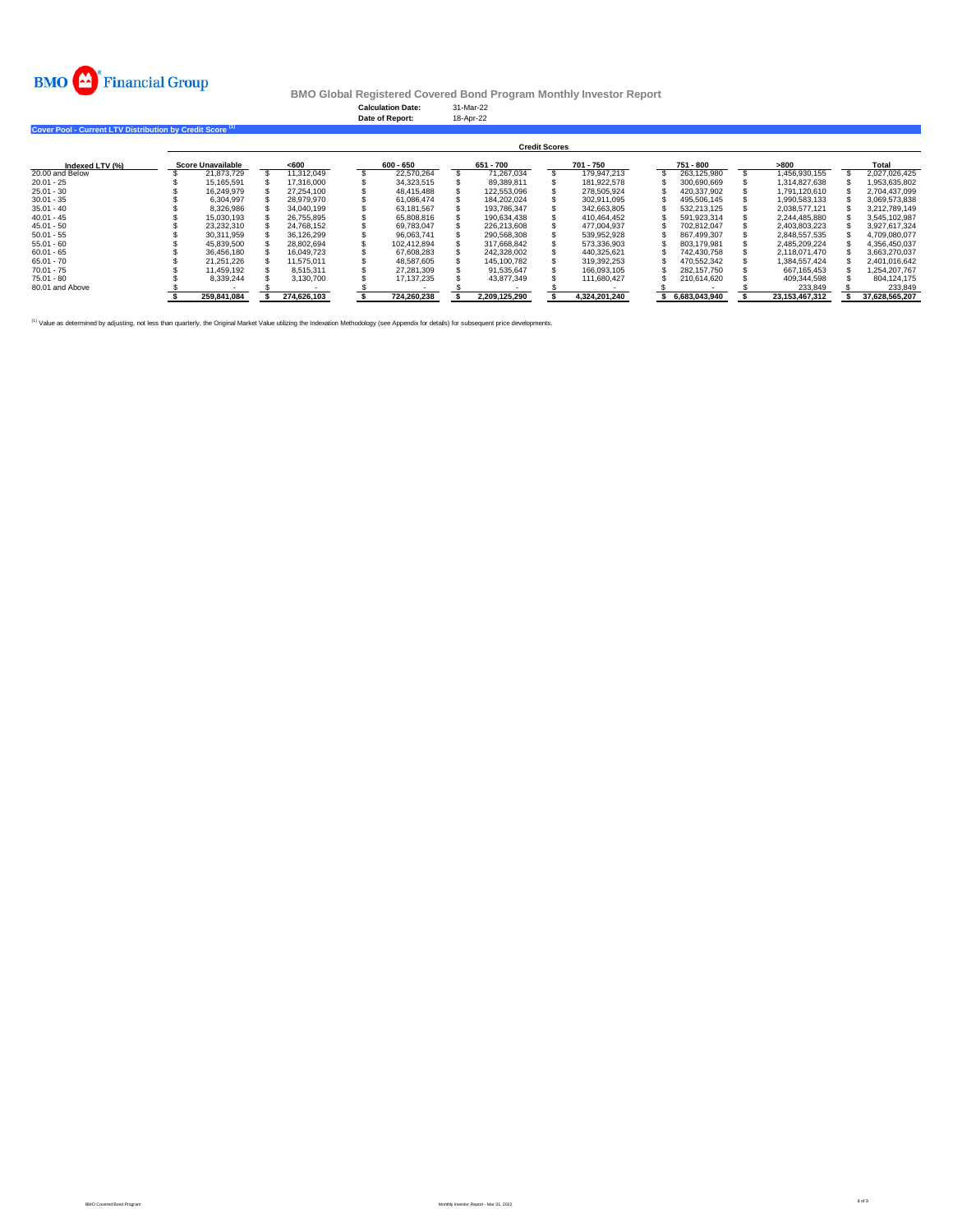BMO Financial Group

**BMO Global Registered Covered Bond Program Monthly Investor Report**

**Calculation Date:** 31-Mar-22
**Date of Report:** 18-Apr-22

## Cover Pool - Current LTV Distribution by Credit Score [(1)]

| | Credit Scores | | | | | | | |
|---|---|---|---|---|---|---|---|---|
| **Indexed LTV (%)** | **Score Unavailable** | **<600** | **600 - 650** | **651 - 700** | **701 - 750** | **751 - 800** | **>800** | **Total** |
| 20.00 and Below | $ 21,873,729 | $ 11,312,049 | $ 22,570,264 | $ 71,267,034 | $ 179,947,213 | $ 263,125,980 | $ 1,456,930,155 | $ 2,027,026,425 |
| 20.01 - 25 | $ 15,165,591 | $ 17,316,000 | $ 34,323,515 | $ 89,389,811 | $ 181,922,578 | $ 300,690,669 | $ 1,314,827,638 | $ 1,953,635,802 |
| 25.01 - 30 | $ 16,249,979 | $ 27,254,100 | $ 48,415,488 | $ 122,553,096 | $ 278,505,924 | $ 420,337,902 | $ 1,791,120,610 | $ 2,704,437,099 |
| 30.01 - 35 | $ 6,304,997 | $ 28,979,970 | $ 61,086,474 | $ 184,202,024 | $ 302,911,095 | $ 495,506,145 | $ 1,990,583,133 | $ 3,069,573,838 |
| 35.01 - 40 | $ 8,326,986 | $ 34,040,199 | $ 63,181,567 | $ 193,786,347 | $ 342,663,805 | $ 532,213,125 | $ 2,038,577,121 | $ 3,212,789,149 |
| 40.01 - 45 | $ 15,030,193 | $ 26,755,895 | $ 65,808,816 | $ 190,634,438 | $ 410,464,452 | $ 591,923,314 | $ 2,244,485,880 | $ 3,545,102,987 |
| 45.01 - 50 | $ 23,232,310 | $ 24,768,152 | $ 69,783,047 | $ 226,213,608 | $ 477,004,937 | $ 702,812,047 | $ 2,403,803,223 | $ 3,927,617,324 |
| 50.01 - 55 | $ 30,311,959 | $ 36,126,299 | $ 96,063,741 | $ 290,568,308 | $ 539,952,928 | $ 867,499,307 | $ 2,848,557,535 | $ 4,709,080,077 |
| 55.01 - 60 | $ 45,839,500 | $ 28,802,694 | $ 102,412,894 | $ 317,668,842 | $ 573,336,903 | $ 803,179,981 | $ 2,485,209,224 | $ 4,356,450,037 |
| 60.01 - 65 | $ 36,456,180 | $ 16,049,723 | $ 67,608,283 | $ 242,328,002 | $ 440,325,621 | $ 742,430,758 | $ 2,118,071,470 | $ 3,663,270,037 |
| 65.01 - 70 | $ 21,251,226 | $ 11,575,011 | $ 48,587,605 | $ 145,100,782 | $ 319,392,253 | $ 470,552,342 | $ 1,384,557,424 | $ 2,401,016,642 |
| 70.01 - 75 | $ 11,459,192 | $ 8,515,311 | $ 27,281,309 | $ 91,535,647 | $ 166,093,105 | $ 282,157,750 | $ 667,165,453 | $ 1,254,207,767 |
| 75.01 - 80 | $ 8,339,244 | $ 3,130,700 | $ 17,137,235 | $ 43,877,349 | $ 111,680,427 | $ 210,614,620 | $ 409,344,598 | $ 804,124,175 |
| 80.01 and Above | $ - | $ - | $ - | $ - | $ - | $ - | $ 233,849 | $ 233,849 |
| | **$ 259,841,084** | **$ 274,626,103** | **$ 724,260,238** | **$ 2,209,125,290** | **$ 4,324,201,240** | **$ 6,683,043,940** | **$ 23,153,467,312** | **$ 37,628,565,207** |

[(1)] Value as determined by adjusting, not less than quarterly, the Original Market Value utilizing the Indexation Methodology (see Appendix for details) for subsequent price developments.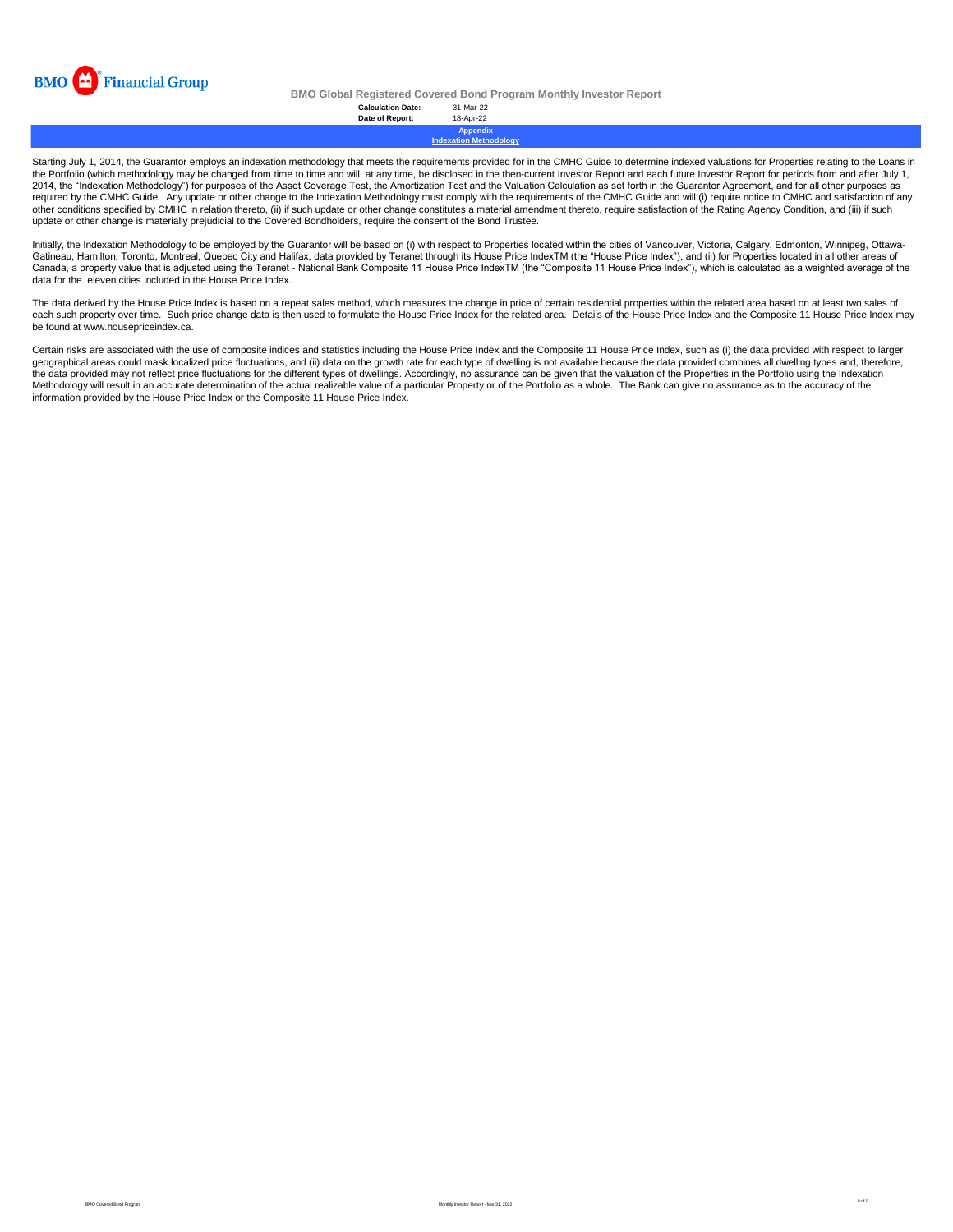BMO Financial Group

**BMO Global Registered Covered Bond Program Monthly Investor Report**

**Calculation Date:** 31-Mar-22
**Date of Report:** 18-Apr-22

## Appendix
### Indexation Methodology

Starting July 1, 2014, the Guarantor employs an indexation methodology that meets the requirements provided for in the CMHC Guide to determine indexed valuations for Properties relating to the Loans in the Portfolio (which methodology may be changed from time to time and will, at any time, be disclosed in the then-current Investor Report and each future Investor Report for periods from and after July 1, 2014, the "Indexation Methodology") for purposes of the Asset Coverage Test, the Amortization Test and the Valuation Calculation as set forth in the Guarantor Agreement, and for all other purposes as required by the CMHC Guide. Any update or other change to the Indexation Methodology must comply with the requirements of the CMHC Guide and will (i) require notice to CMHC and satisfaction of any other conditions specified by CMHC in relation thereto, (ii) if such update or other change constitutes a material amendment thereto, require satisfaction of the Rating Agency Condition, and (iii) if such update or other change is materially prejudicial to the Covered Bondholders, require the consent of the Bond Trustee.

Initially, the Indexation Methodology to be employed by the Guarantor will be based on (i) with respect to Properties located within the cities of Vancouver, Victoria, Calgary, Edmonton, Winnipeg, Ottawa-Gatineau, Hamilton, Toronto, Montreal, Quebec City and Halifax, data provided by Teranet through its House Price IndexTM (the "House Price Index"), and (ii) for Properties located in all other areas of Canada, a property value that is adjusted using the Teranet - National Bank Composite 11 House Price IndexTM (the "Composite 11 House Price Index"), which is calculated as a weighted average of the data for the eleven cities included in the House Price Index.

The data derived by the House Price Index is based on a repeat sales method, which measures the change in price of certain residential properties within the related area based on at least two sales of each such property over time. Such price change data is then used to formulate the House Price Index for the related area. Details of the House Price Index and the Composite 11 House Price Index may be found at www.housepriceindex.ca.

Certain risks are associated with the use of composite indices and statistics including the House Price Index and the Composite 11 House Price Index, such as (i) the data provided with respect to larger geographical areas could mask localized price fluctuations, and (ii) data on the growth rate for each type of dwelling is not available because the data provided combines all dwelling types and, therefore, the data provided may not reflect price fluctuations for the different types of dwellings. Accordingly, no assurance can be given that the valuation of the Properties in the Portfolio using the Indexation Methodology will result in an accurate determination of the actual realizable value of a particular Property or of the Portfolio as a whole. The Bank can give no assurance as to the accuracy of the information provided by the House Price Index or the Composite 11 House Price Index.